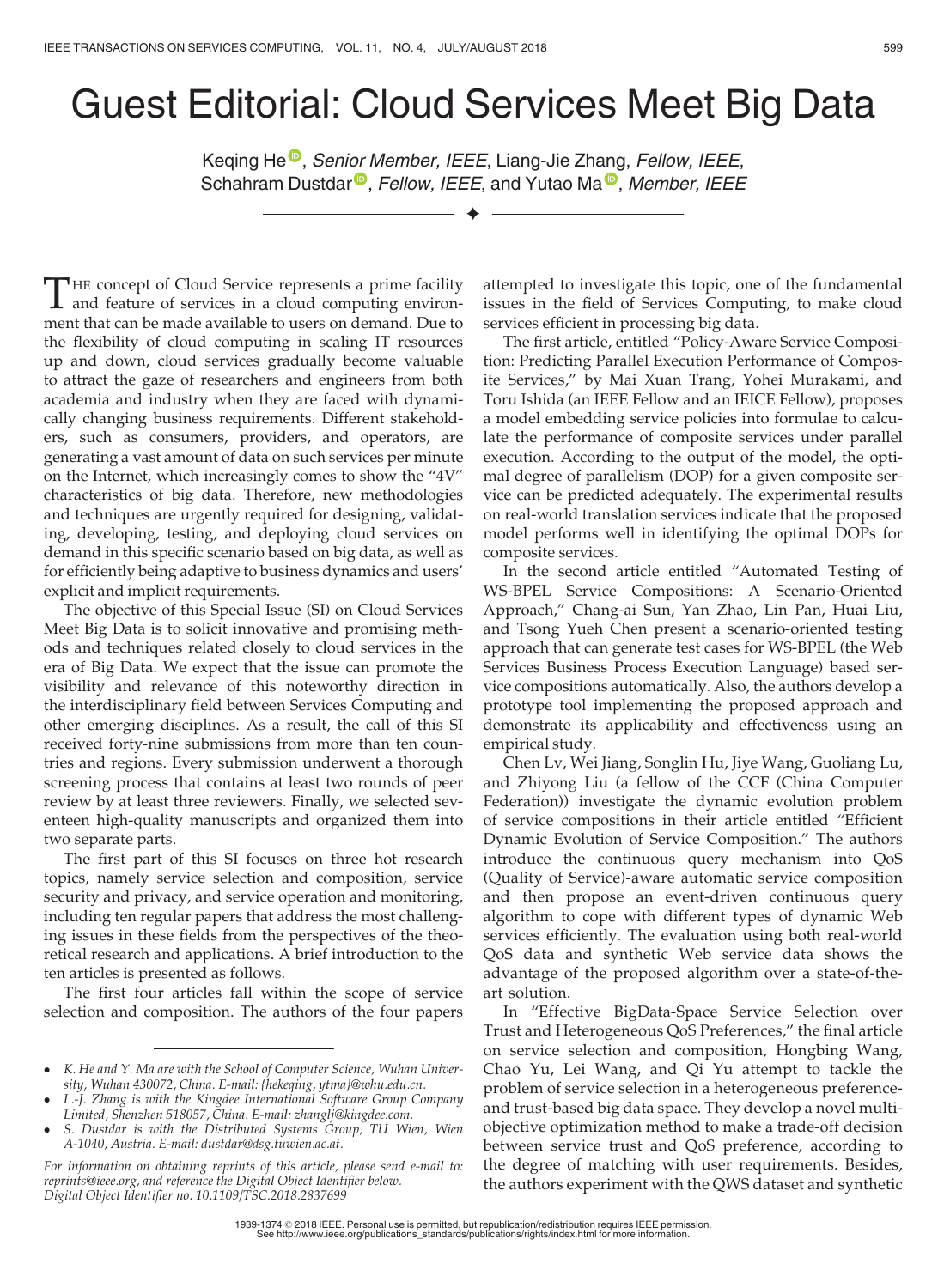# Guest Editorial: Cloud Services Meet Big Data

Keqing He, *Senior Member, IEEE*, Liang-Jie Zhang, *Fellow, IEEE*, Schahram Dustdar, *Fellow, IEEE*, and Yutao Ma, *Member, IEEE*

---

The concept of Cloud Service represents a prime facility and feature of services in a cloud computing environment that can be made available to users on demand. Due to the flexibility of cloud computing in scaling IT resources up and down, cloud services gradually become valuable to attract the gaze of researchers and engineers from both academia and industry when they are faced with dynamically changing business requirements. Different stakeholders, such as consumers, providers, and operators, are generating a vast amount of data on such services per minute on the Internet, which increasingly comes to show the "4V" characteristics of big data. Therefore, new methodologies and techniques are urgently required for designing, validating, developing, testing, and deploying cloud services on demand in this specific scenario based on big data, as well as for efficiently being adaptive to business dynamics and users' explicit and implicit requirements.

The objective of this Special Issue (SI) on Cloud Services Meet Big Data is to solicit innovative and promising methods and techniques related closely to cloud services in the era of Big Data. We expect that the issue can promote the visibility and relevance of this noteworthy direction in the interdisciplinary field between Services Computing and other emerging disciplines. As a result, the call of this SI received forty-nine submissions from more than ten countries and regions. Every submission underwent a thorough screening process that contains at least two rounds of peer review by at least three reviewers. Finally, we selected seventeen high-quality manuscripts and organized them into two separate parts.

The first part of this SI focuses on three hot research topics, namely service selection and composition, service security and privacy, and service operation and monitoring, including ten regular papers that address the most challenging issues in these fields from the perspectives of the theoretical research and applications. A brief introduction to the ten articles is presented as follows.

The first four articles fall within the scope of service selection and composition. The authors of the four papers attempted to investigate this topic, one of the fundamental issues in the field of Services Computing, to make cloud services efficient in processing big data.

The first article, entitled "Policy-Aware Service Composition: Predicting Parallel Execution Performance of Composite Services," by Mai Xuan Trang, Yohei Murakami, and Toru Ishida (an IEEE Fellow and an IEICE Fellow), proposes a model embedding service policies into formulae to calculate the performance of composite services under parallel execution. According to the output of the model, the optimal degree of parallelism (DOP) for a given composite service can be predicted adequately. The experimental results on real-world translation services indicate that the proposed model performs well in identifying the optimal DOPs for composite services.

In the second article entitled "Automated Testing of WS-BPEL Service Compositions: A Scenario-Oriented Approach," Chang-ai Sun, Yan Zhao, Lin Pan, Huai Liu, and Tsong Yueh Chen present a scenario-oriented testing approach that can generate test cases for WS-BPEL (the Web Services Business Process Execution Language) based service compositions automatically. Also, the authors develop a prototype tool implementing the proposed approach and demonstrate its applicability and effectiveness using an empirical study.

Chen Lv, Wei Jiang, Songlin Hu, Jiye Wang, Guoliang Lu, and Zhiyong Liu (a fellow of the CCF (China Computer Federation)) investigate the dynamic evolution problem of service compositions in their article entitled "Efficient Dynamic Evolution of Service Composition." The authors introduce the continuous query mechanism into QoS (Quality of Service)-aware automatic service composition and then propose an event-driven continuous query algorithm to cope with different types of dynamic Web services efficiently. The evaluation using both real-world QoS data and synthetic Web service data shows the advantage of the proposed algorithm over a state-of-the-art solution.

In "Effective BigData-Space Service Selection over Trust and Heterogeneous QoS Preferences," the final article on service selection and composition, Hongbing Wang, Chao Yu, Lei Wang, and Qi Yu attempt to tackle the problem of service selection in a heterogeneous preference- and trust-based big data space. They develop a novel multi-objective optimization method to make a trade-off decision between service trust and QoS preference, according to the degree of matching with user requirements. Besides, the authors experiment with the QWS dataset and synthetic

---

- *K. He and Y. Ma are with the School of Computer Science, Wuhan University, Wuhan 430072, China. E-mail: {hekeqing, ytma}@whu.edu.cn.*
- *L.-J. Zhang is with the Kingdee International Software Group Company Limited, Shenzhen 518057, China. E-mail: zhanglj@kingdee.com.*
- *S. Dustdar is with the Distributed Systems Group, TU Wien, Wien A-1040, Austria. E-mail: dustdar@dsg.tuwien.ac.at.*

*For information on obtaining reprints of this article, please send e-mail to: reprints@ieee.org, and reference the Digital Object Identifier below. Digital Object Identifier no. 10.1109/TSC.2018.2837699*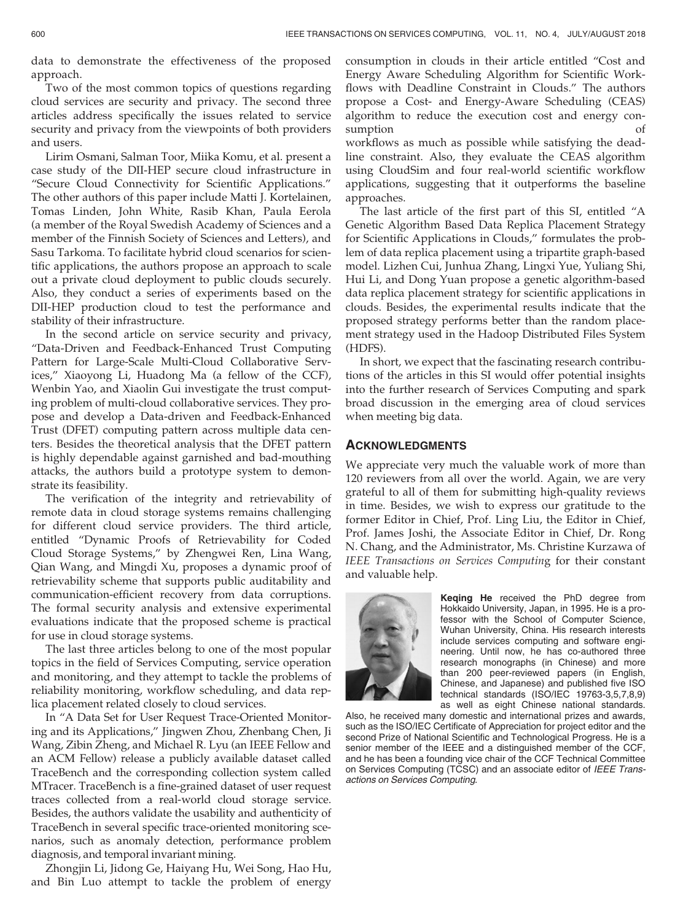data to demonstrate the effectiveness of the proposed approach.

Two of the most common topics of questions regarding cloud services are security and privacy. The second three articles address specifically the issues related to service security and privacy from the viewpoints of both providers and users.

Lirim Osmani, Salman Toor, Miika Komu, et al. present a case study of the DII-HEP secure cloud infrastructure in "Secure Cloud Connectivity for Scientific Applications." The other authors of this paper include Matti J. Kortelainen, Tomas Linden, John White, Rasib Khan, Paula Eerola (a member of the Royal Swedish Academy of Sciences and a member of the Finnish Society of Sciences and Letters), and Sasu Tarkoma. To facilitate hybrid cloud scenarios for scientific applications, the authors propose an approach to scale out a private cloud deployment to public clouds securely. Also, they conduct a series of experiments based on the DII-HEP production cloud to test the performance and stability of their infrastructure.

In the second article on service security and privacy, "Data-Driven and Feedback-Enhanced Trust Computing Pattern for Large-Scale Multi-Cloud Collaborative Services," Xiaoyong Li, Huadong Ma (a fellow of the CCF), Wenbin Yao, and Xiaolin Gui investigate the trust computing problem of multi-cloud collaborative services. They propose and develop a Data-driven and Feedback-Enhanced Trust (DFET) computing pattern across multiple data centers. Besides the theoretical analysis that the DFET pattern is highly dependable against garnished and bad-mouthing attacks, the authors build a prototype system to demonstrate its feasibility.

The verification of the integrity and retrievability of remote data in cloud storage systems remains challenging for different cloud service providers. The third article, entitled "Dynamic Proofs of Retrievability for Coded Cloud Storage Systems," by Zhengwei Ren, Lina Wang, Qian Wang, and Mingdi Xu, proposes a dynamic proof of retrievability scheme that supports public auditability and communication-efficient recovery from data corruptions. The formal security analysis and extensive experimental evaluations indicate that the proposed scheme is practical for use in cloud storage systems.

The last three articles belong to one of the most popular topics in the field of Services Computing, service operation and monitoring, and they attempt to tackle the problems of reliability monitoring, workflow scheduling, and data replica placement related closely to cloud services.

In "A Data Set for User Request Trace-Oriented Monitoring and its Applications," Jingwen Zhou, Zhenbang Chen, Ji Wang, Zibin Zheng, and Michael R. Lyu (an IEEE Fellow and an ACM Fellow) release a publicly available dataset called TraceBench and the corresponding collection system called MTracer. TraceBench is a fine-grained dataset of user request traces collected from a real-world cloud storage service. Besides, the authors validate the usability and authenticity of TraceBench in several specific trace-oriented monitoring scenarios, such as anomaly detection, performance problem diagnosis, and temporal invariant mining.

Zhongjin Li, Jidong Ge, Haiyang Hu, Wei Song, Hao Hu, and Bin Luo attempt to tackle the problem of energy consumption in clouds in their article entitled "Cost and Energy Aware Scheduling Algorithm for Scientific Workflows with Deadline Constraint in Clouds." The authors propose a Cost- and Energy-Aware Scheduling (CEAS) algorithm to reduce the execution cost and energy consumption of workflows as much as possible while satisfying the deadline constraint. Also, they evaluate the CEAS algorithm using CloudSim and four real-world scientific workflow applications, suggesting that it outperforms the baseline approaches.

The last article of the first part of this SI, entitled "A Genetic Algorithm Based Data Replica Placement Strategy for Scientific Applications in Clouds," formulates the problem of data replica placement using a tripartite graph-based model. Lizhen Cui, Junhua Zhang, Lingxi Yue, Yuliang Shi, Hui Li, and Dong Yuan propose a genetic algorithm-based data replica placement strategy for scientific applications in clouds. Besides, the experimental results indicate that the proposed strategy performs better than the random placement strategy used in the Hadoop Distributed Files System (HDFS).

In short, we expect that the fascinating research contributions of the articles in this SI would offer potential insights into the further research of Services Computing and spark broad discussion in the emerging area of cloud services when meeting big data.

## Acknowledgments

We appreciate very much the valuable work of more than 120 reviewers from all over the world. Again, we are very grateful to all of them for submitting high-quality reviews in time. Besides, we wish to express our gratitude to the former Editor in Chief, Prof. Ling Liu, the Editor in Chief, Prof. James Joshi, the Associate Editor in Chief, Dr. Rong N. Chang, and the Administrator, Ms. Christine Kurzawa of *IEEE Transactions on Services Computing* for their constant and valuable help.

**Keqing He** received the PhD degree from Hokkaido University, Japan, in 1995. He is a professor with the School of Computer Science, Wuhan University, China. His research interests include services computing and software engineering. Until now, he has co-authored three research monographs (in Chinese) and more than 200 peer-reviewed papers (in English, Chinese, and Japanese) and published five ISO technical standards (ISO/IEC 19763-3,5,7,8,9) as well as eight Chinese national standards. Also, he received many domestic and international prizes and awards, such as the ISO/IEC Certificate of Appreciation for project editor and the second Prize of National Scientific and Technological Progress. He is a senior member of the IEEE and a distinguished member of the CCF, and he has been a founding vice chair of the CCF Technical Committee on Services Computing (TCSC) and an associate editor of *IEEE Transactions on Services Computing*.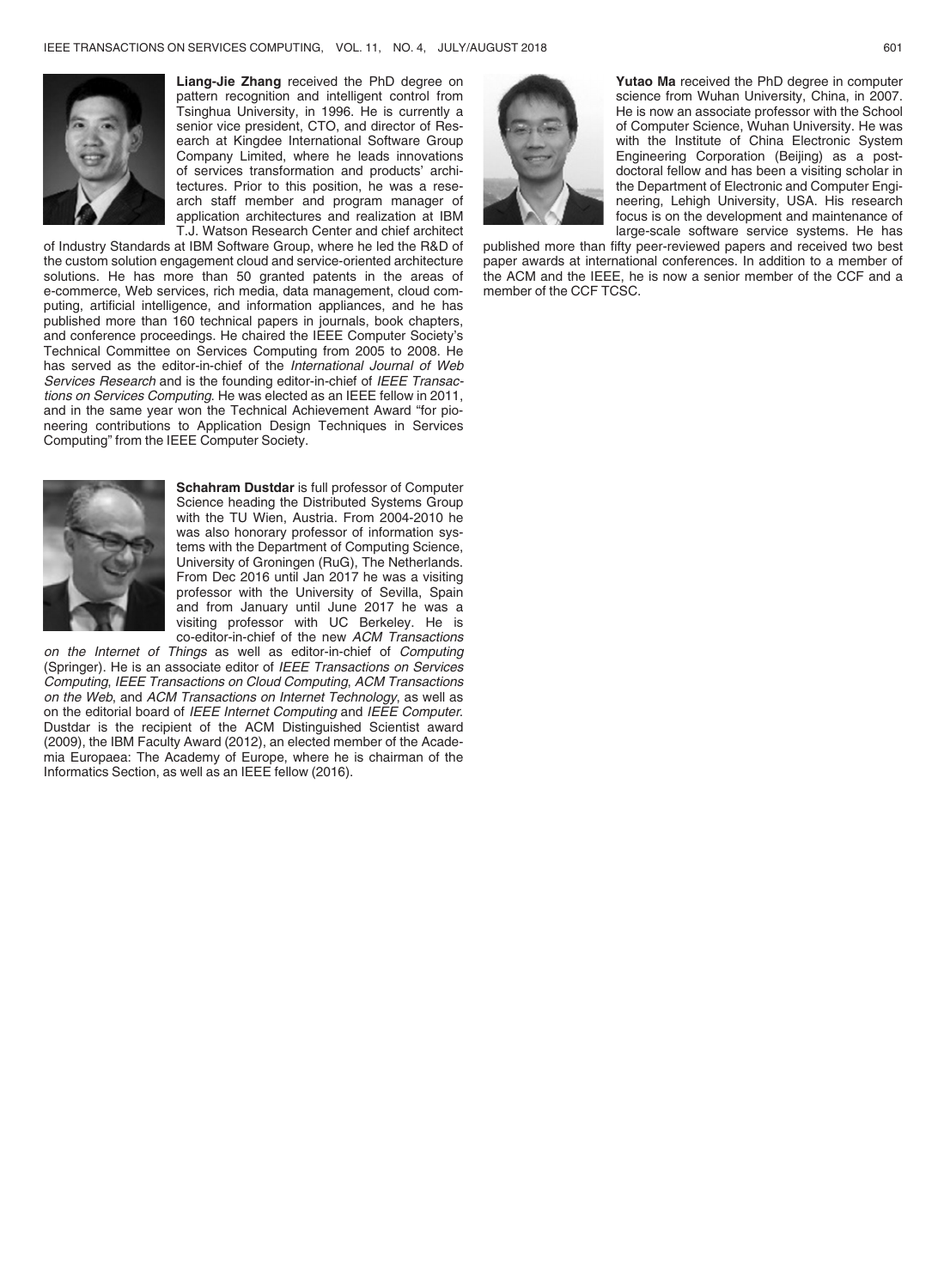**Liang-Jie Zhang** received the PhD degree on pattern recognition and intelligent control from Tsinghua University, in 1996. He is currently a senior vice president, CTO, and director of Research at Kingdee International Software Group Company Limited, where he leads innovations of services transformation and products' architectures. Prior to this position, he was a research staff member and program manager of application architectures and realization at IBM T.J. Watson Research Center and chief architect of Industry Standards at IBM Software Group, where he led the R&D of the custom solution engagement cloud and service-oriented architecture solutions. He has more than 50 granted patents in the areas of e-commerce, Web services, rich media, data management, cloud computing, artificial intelligence, and information appliances, and he has published more than 160 technical papers in journals, book chapters, and conference proceedings. He chaired the IEEE Computer Society's Technical Committee on Services Computing from 2005 to 2008. He has served as the editor-in-chief of the *International Journal of Web Services Research* and is the founding editor-in-chief of *IEEE Transactions on Services Computing*. He was elected as an IEEE fellow in 2011, and in the same year won the Technical Achievement Award "for pioneering contributions to Application Design Techniques in Services Computing" from the IEEE Computer Society.

**Schahram Dustdar** is full professor of Computer Science heading the Distributed Systems Group with the TU Wien, Austria. From 2004-2010 he was also honorary professor of information systems with the Department of Computing Science, University of Groningen (RuG), The Netherlands. From Dec 2016 until Jan 2017 he was a visiting professor with the University of Sevilla, Spain and from January until June 2017 he was a visiting professor with UC Berkeley. He is co-editor-in-chief of the new *ACM Transactions on the Internet of Things* as well as editor-in-chief of *Computing* (Springer). He is an associate editor of *IEEE Transactions on Services Computing*, *IEEE Transactions on Cloud Computing*, *ACM Transactions on the Web*, and *ACM Transactions on Internet Technology*, as well as on the editorial board of *IEEE Internet Computing* and *IEEE Computer*. Dustdar is the recipient of the ACM Distinguished Scientist award (2009), the IBM Faculty Award (2012), an elected member of the Academia Europaea: The Academy of Europe, where he is chairman of the Informatics Section, as well as an IEEE fellow (2016).

**Yutao Ma** received the PhD degree in computer science from Wuhan University, China, in 2007. He is now an associate professor with the School of Computer Science, Wuhan University. He was with the Institute of China Electronic System Engineering Corporation (Beijing) as a postdoctoral fellow and has been a visiting scholar in the Department of Electronic and Computer Engineering, Lehigh University, USA. His research focus is on the development and maintenance of large-scale software service systems. He has published more than fifty peer-reviewed papers and received two best paper awards at international conferences. In addition to a member of the ACM and the IEEE, he is now a senior member of the CCF and a member of the CCF TCSC.